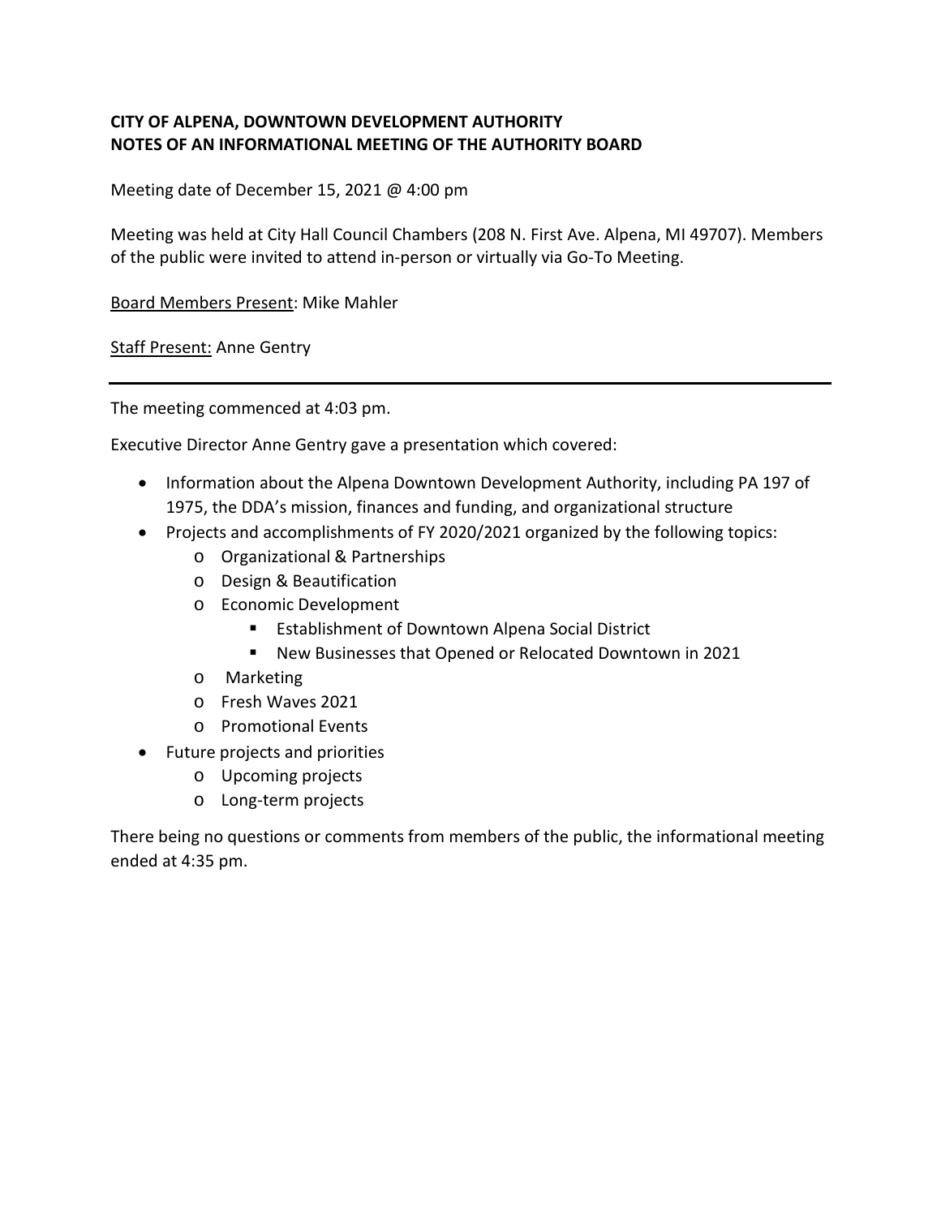**CITY OF ALPENA, DOWNTOWN DEVELOPMENT AUTHORITY**
**NOTES OF AN INFORMATIONAL MEETING OF THE AUTHORITY BOARD**

Meeting date of December 15, 2021 @ 4:00 pm

Meeting was held at City Hall Council Chambers (208 N. First Ave. Alpena, MI 49707). Members of the public were invited to attend in-person or virtually via Go-To Meeting.

Board Members Present: Mike Mahler

Staff Present: Anne Gentry

---

The meeting commenced at 4:03 pm.

Executive Director Anne Gentry gave a presentation which covered:

- Information about the Alpena Downtown Development Authority, including PA 197 of 1975, the DDA's mission, finances and funding, and organizational structure
- Projects and accomplishments of FY 2020/2021 organized by the following topics:
  - Organizational & Partnerships
  - Design & Beautification
  - Economic Development
    - Establishment of Downtown Alpena Social District
    - New Businesses that Opened or Relocated Downtown in 2021
  - Marketing
  - Fresh Waves 2021
  - Promotional Events
- Future projects and priorities
  - Upcoming projects
  - Long-term projects

There being no questions or comments from members of the public, the informational meeting ended at 4:35 pm.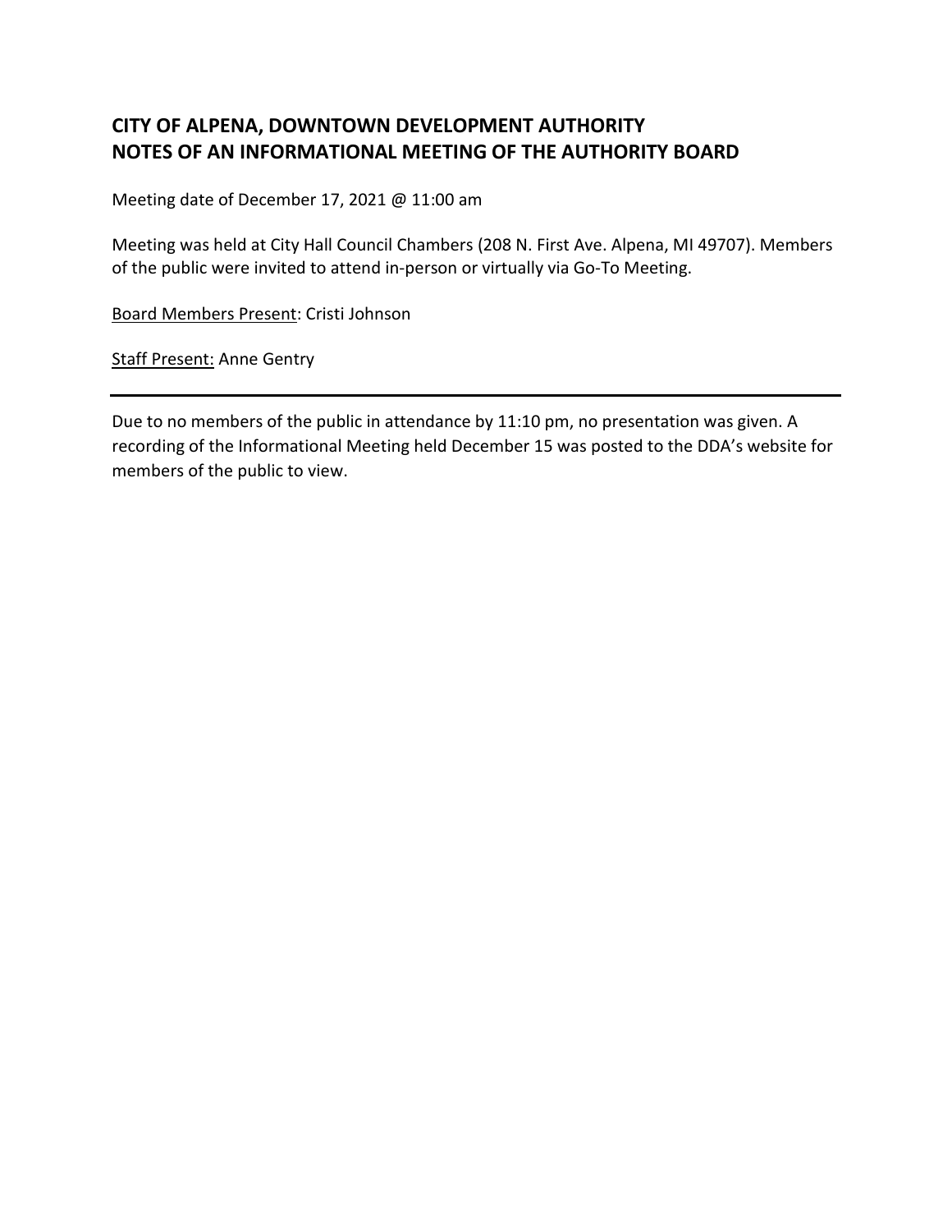## CITY OF ALPENA, DOWNTOWN DEVELOPMENT AUTHORITY
## NOTES OF AN INFORMATIONAL MEETING OF THE AUTHORITY BOARD

Meeting date of December 17, 2021 @ 11:00 am

Meeting was held at City Hall Council Chambers (208 N. First Ave. Alpena, MI 49707). Members of the public were invited to attend in-person or virtually via Go-To Meeting.

Board Members Present: Cristi Johnson

Staff Present: Anne Gentry

---

Due to no members of the public in attendance by 11:10 pm, no presentation was given. A recording of the Informational Meeting held December 15 was posted to the DDA's website for members of the public to view.